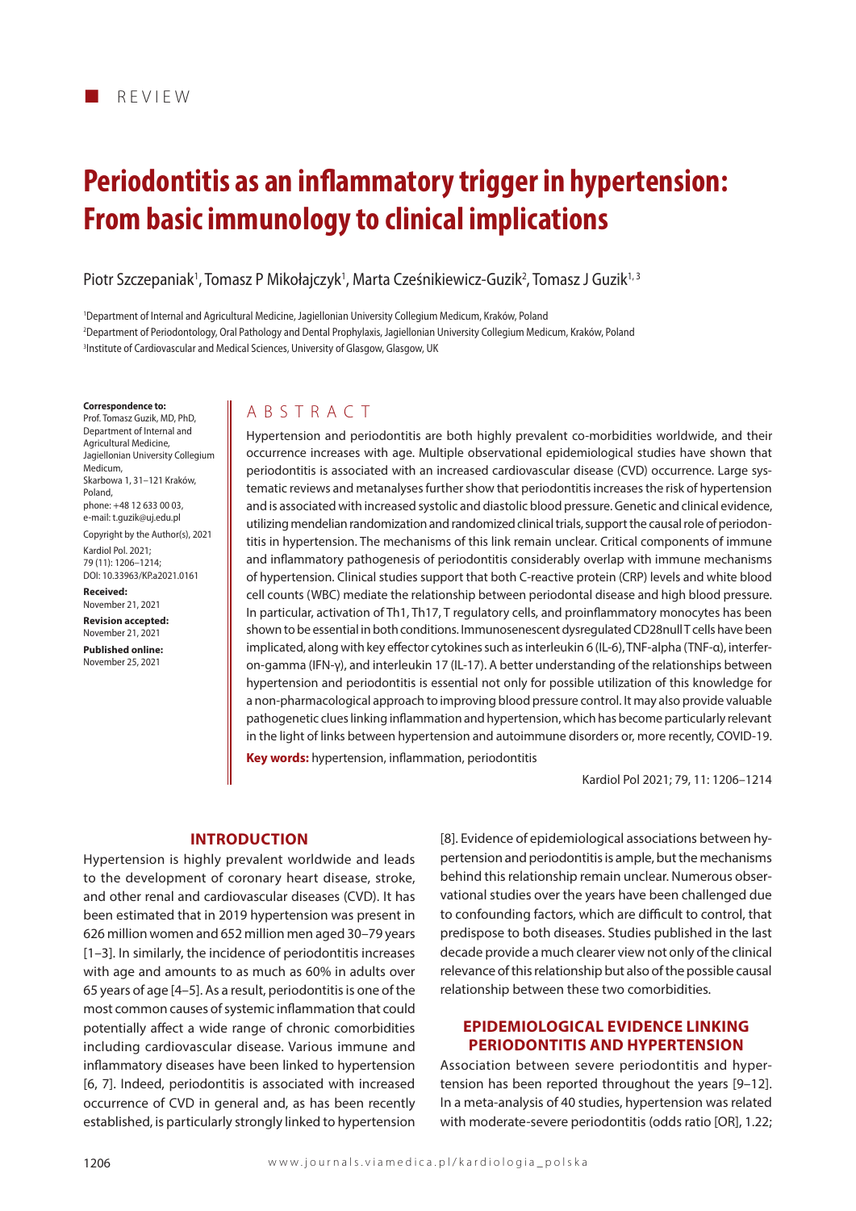REVIEW

# Periodontitis as an inflammatory trigger in hypertension: From basic immunology to clinical implications

Piotr Szczepaniak[1], Tomasz P Mikołajczyk[1], Marta Cześnikiewicz-Guzik[2], Tomasz J Guzik[1, 3]

[1]Department of Internal and Agricultural Medicine, Jagiellonian University Collegium Medicum, Kraków, Poland
[2]Department of Periodontology, Oral Pathology and Dental Prophylaxis, Jagiellonian University Collegium Medicum, Kraków, Poland
[3]Institute of Cardiovascular and Medical Sciences, University of Glasgow, Glasgow, UK

**Correspondence to:**
Prof. Tomasz Guzik, MD, PhD, Department of Internal and Agricultural Medicine, Jagiellonian University Collegium Medicum, Skarbowa 1, 31–121 Kraków, Poland, phone: +48 12 633 00 03, e-mail: t.guzik@uj.edu.pl

Copyright by the Author(s), 2021

Kardiol Pol. 2021; 79 (11): 1206–1214; DOI: 10.33963/KP.a2021.0161

**Received:** November 21, 2021

**Revision accepted:** November 21, 2021

**Published online:** November 25, 2021

## ABSTRACT

Hypertension and periodontitis are both highly prevalent co-morbidities worldwide, and their occurrence increases with age. Multiple observational epidemiological studies have shown that periodontitis is associated with an increased cardiovascular disease (CVD) occurrence. Large systematic reviews and metanalyses further show that periodontitis increases the risk of hypertension and is associated with increased systolic and diastolic blood pressure. Genetic and clinical evidence, utilizing mendelian randomization and randomized clinical trials, support the causal role of periodontitis in hypertension. The mechanisms of this link remain unclear. Critical components of immune and inflammatory pathogenesis of periodontitis considerably overlap with immune mechanisms of hypertension. Clinical studies support that both C-reactive protein (CRP) levels and white blood cell counts (WBC) mediate the relationship between periodontal disease and high blood pressure. In particular, activation of Th1, Th17, T regulatory cells, and proinflammatory monocytes has been shown to be essential in both conditions. Immunosenescent dysregulated CD28null T cells have been implicated, along with key effector cytokines such as interleukin 6 (IL-6), TNF-alpha (TNF-α), interferon-gamma (IFN-γ), and interleukin 17 (IL-17). A better understanding of the relationships between hypertension and periodontitis is essential not only for possible utilization of this knowledge for a non-pharmacological approach to improving blood pressure control. It may also provide valuable pathogenetic clues linking inflammation and hypertension, which has become particularly relevant in the light of links between hypertension and autoimmune disorders or, more recently, COVID-19.

**Key words:** hypertension, inflammation, periodontitis

## INTRODUCTION

Hypertension is highly prevalent worldwide and leads to the development of coronary heart disease, stroke, and other renal and cardiovascular diseases (CVD). It has been estimated that in 2019 hypertension was present in 626 million women and 652 million men aged 30–79 years [1–3]. In similarly, the incidence of periodontitis increases with age and amounts to as much as 60% in adults over 65 years of age [4–5]. As a result, periodontitis is one of the most common causes of systemic inflammation that could potentially affect a wide range of chronic comorbidities including cardiovascular disease. Various immune and inflammatory diseases have been linked to hypertension [6, 7]. Indeed, periodontitis is associated with increased occurrence of CVD in general and, as has been recently established, is particularly strongly linked to hypertension [8]. Evidence of epidemiological associations between hypertension and periodontitis is ample, but the mechanisms behind this relationship remain unclear. Numerous observational studies over the years have been challenged due to confounding factors, which are difficult to control, that predispose to both diseases. Studies published in the last decade provide a much clearer view not only of the clinical relevance of this relationship but also of the possible causal relationship between these two comorbidities.

## EPIDEMIOLOGICAL EVIDENCE LINKING PERIODONTITIS AND HYPERTENSION

Association between severe periodontitis and hypertension has been reported throughout the years [9–12]. In a meta-analysis of 40 studies, hypertension was related with moderate-severe periodontitis (odds ratio [OR], 1.22;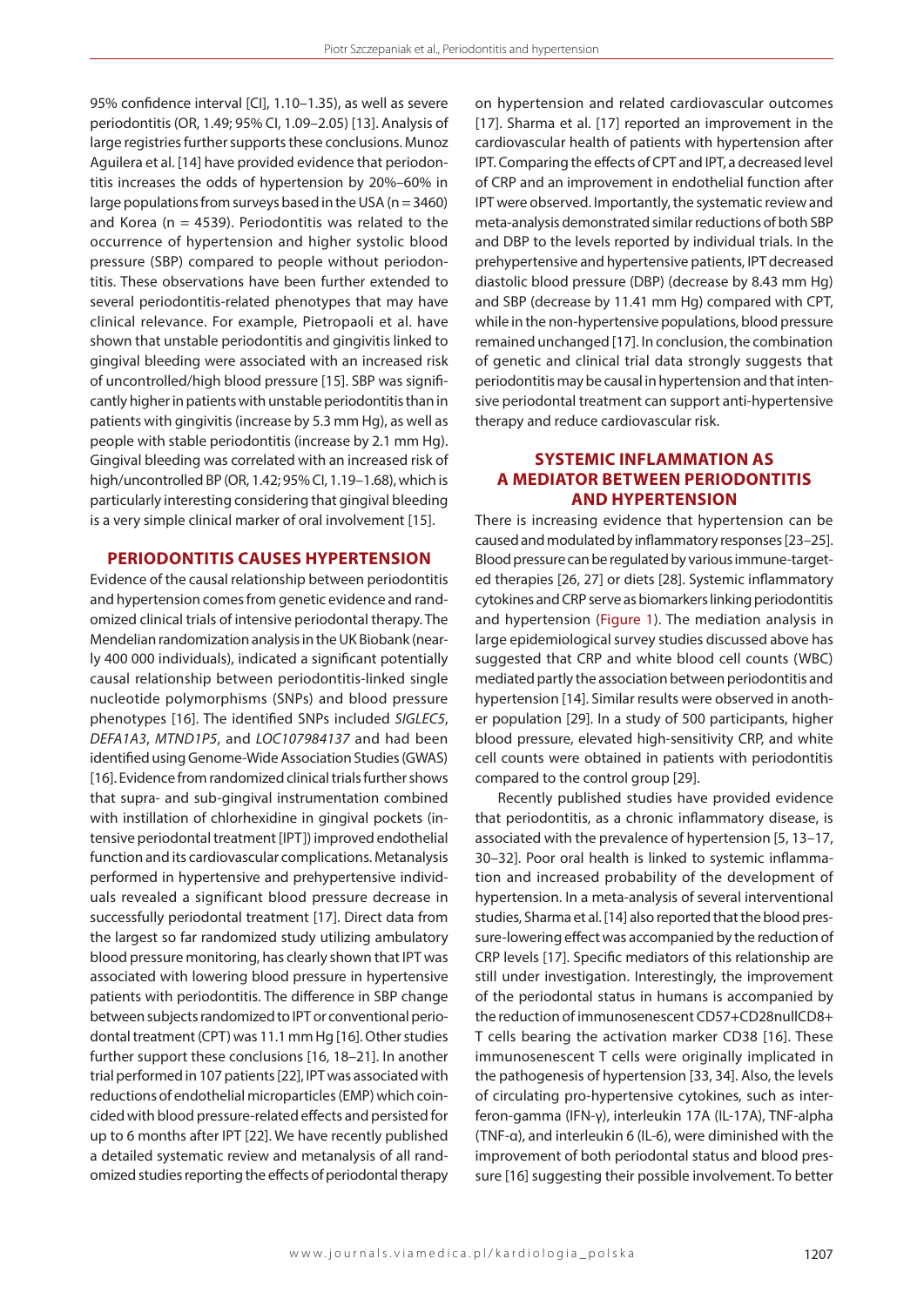95% confidence interval [CI], 1.10–1.35), as well as severe periodontitis (OR, 1.49; 95% CI, 1.09–2.05) [13]. Analysis of large registries further supports these conclusions. Munoz Aguilera et al. [14] have provided evidence that periodontitis increases the odds of hypertension by 20%–60% in large populations from surveys based in the USA (n = 3460) and Korea (n = 4539). Periodontitis was related to the occurrence of hypertension and higher systolic blood pressure (SBP) compared to people without periodontitis. These observations have been further extended to several periodontitis-related phenotypes that may have clinical relevance. For example, Pietropaoli et al. have shown that unstable periodontitis and gingivitis linked to gingival bleeding were associated with an increased risk of uncontrolled/high blood pressure [15]. SBP was significantly higher in patients with unstable periodontitis than in patients with gingivitis (increase by 5.3 mm Hg), as well as people with stable periodontitis (increase by 2.1 mm Hg). Gingival bleeding was correlated with an increased risk of high/uncontrolled BP (OR, 1.42; 95% CI, 1.19–1.68), which is particularly interesting considering that gingival bleeding is a very simple clinical marker of oral involvement [15].

## PERIODONTITIS CAUSES HYPERTENSION

Evidence of the causal relationship between periodontitis and hypertension comes from genetic evidence and randomized clinical trials of intensive periodontal therapy. The Mendelian randomization analysis in the UK Biobank (nearly 400 000 individuals), indicated a significant potentially causal relationship between periodontitis-linked single nucleotide polymorphisms (SNPs) and blood pressure phenotypes [16]. The identified SNPs included *SIGLEC5*, *DEFA1A3*, *MTND1P5*, and *LOC107984137* and had been identified using Genome-Wide Association Studies (GWAS) [16]. Evidence from randomized clinical trials further shows that supra- and sub-gingival instrumentation combined with instillation of chlorhexidine in gingival pockets (intensive periodontal treatment [IPT]) improved endothelial function and its cardiovascular complications. Metanalysis performed in hypertensive and prehypertensive individuals revealed a significant blood pressure decrease in successfully periodontal treatment [17]. Direct data from the largest so far randomized study utilizing ambulatory blood pressure monitoring, has clearly shown that IPT was associated with lowering blood pressure in hypertensive patients with periodontitis. The difference in SBP change between subjects randomized to IPT or conventional periodontal treatment (CPT) was 11.1 mm Hg [16]. Other studies further support these conclusions [16, 18–21]. In another trial performed in 107 patients [22], IPT was associated with reductions of endothelial microparticles (EMP) which coincided with blood pressure-related effects and persisted for up to 6 months after IPT [22]. We have recently published a detailed systematic review and metanalysis of all randomized studies reporting the effects of periodontal therapy on hypertension and related cardiovascular outcomes [17]. Sharma et al. [17] reported an improvement in the cardiovascular health of patients with hypertension after IPT. Comparing the effects of CPT and IPT, a decreased level of CRP and an improvement in endothelial function after IPT were observed. Importantly, the systematic review and meta-analysis demonstrated similar reductions of both SBP and DBP to the levels reported by individual trials. In the prehypertensive and hypertensive patients, IPT decreased diastolic blood pressure (DBP) (decrease by 8.43 mm Hg) and SBP (decrease by 11.41 mm Hg) compared with CPT, while in the non-hypertensive populations, blood pressure remained unchanged [17]. In conclusion, the combination of genetic and clinical trial data strongly suggests that periodontitis may be causal in hypertension and that intensive periodontal treatment can support anti-hypertensive therapy and reduce cardiovascular risk.

## SYSTEMIC INFLAMMATION AS A MEDIATOR BETWEEN PERIODONTITIS AND HYPERTENSION

There is increasing evidence that hypertension can be caused and modulated by inflammatory responses [23–25]. Blood pressure can be regulated by various immune-targeted therapies [26, 27] or diets [28]. Systemic inflammatory cytokines and CRP serve as biomarkers linking periodontitis and hypertension (Figure 1). The mediation analysis in large epidemiological survey studies discussed above has suggested that CRP and white blood cell counts (WBC) mediated partly the association between periodontitis and hypertension [14]. Similar results were observed in another population [29]. In a study of 500 participants, higher blood pressure, elevated high-sensitivity CRP, and white cell counts were obtained in patients with periodontitis compared to the control group [29].

Recently published studies have provided evidence that periodontitis, as a chronic inflammatory disease, is associated with the prevalence of hypertension [5, 13–17, 30–32]. Poor oral health is linked to systemic inflammation and increased probability of the development of hypertension. In a meta-analysis of several interventional studies, Sharma et al. [14] also reported that the blood pressure-lowering effect was accompanied by the reduction of CRP levels [17]. Specific mediators of this relationship are still under investigation. Interestingly, the improvement of the periodontal status in humans is accompanied by the reduction of immunosenescent CD57+CD28nullCD8+ T cells bearing the activation marker CD38 [16]. These immunosenescent T cells were originally implicated in the pathogenesis of hypertension [33, 34]. Also, the levels of circulating pro-hypertensive cytokines, such as interferon-gamma (IFN-γ), interleukin 17A (IL-17A), TNF-alpha (TNF-α), and interleukin 6 (IL-6), were diminished with the improvement of both periodontal status and blood pressure [16] suggesting their possible involvement. To better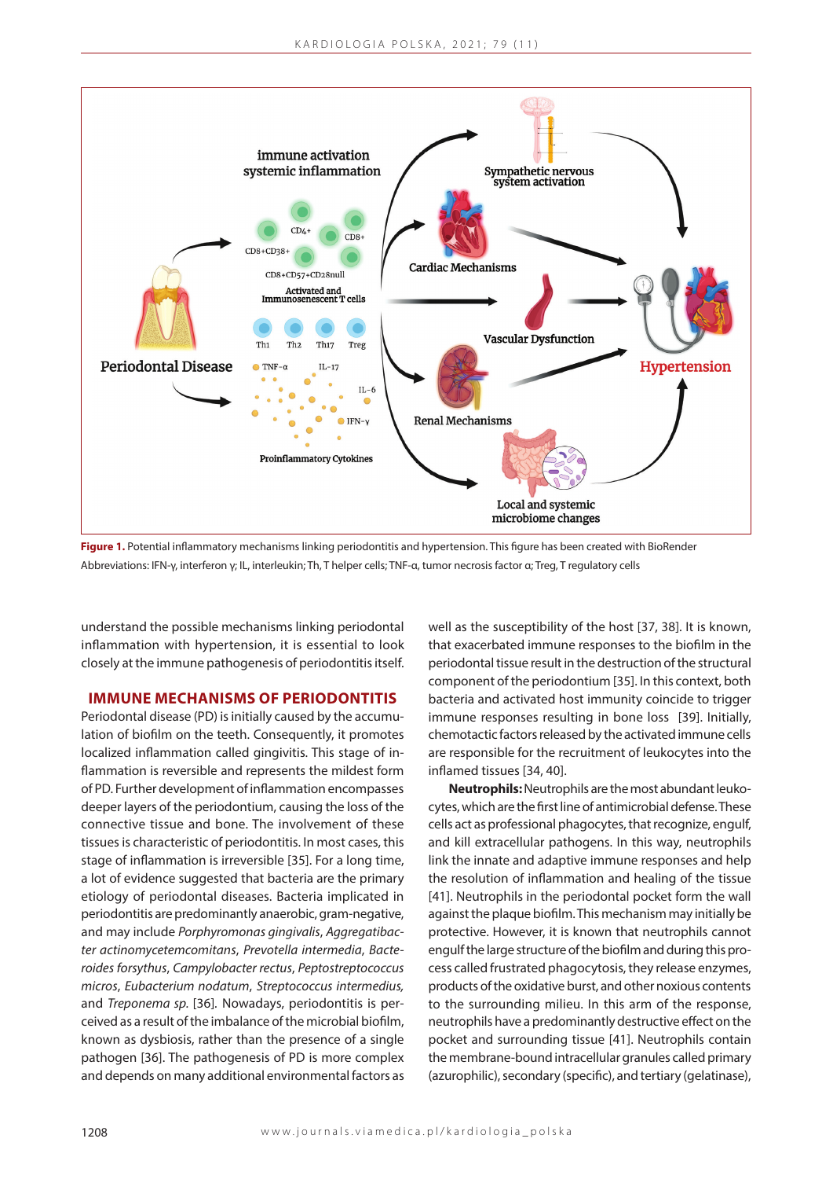**Figure 1.** Potential inflammatory mechanisms linking periodontitis and hypertension. This figure has been created with BioRender

Abbreviations: IFN-γ, interferon γ; IL, interleukin; Th, T helper cells; TNF-α, tumor necrosis factor α; Treg, T regulatory cells

understand the possible mechanisms linking periodontal inflammation with hypertension, it is essential to look closely at the immune pathogenesis of periodontitis itself.

## IMMUNE MECHANISMS OF PERIODONTITIS

Periodontal disease (PD) is initially caused by the accumulation of biofilm on the teeth. Consequently, it promotes localized inflammation called gingivitis. This stage of inflammation is reversible and represents the mildest form of PD. Further development of inflammation encompasses deeper layers of the periodontium, causing the loss of the connective tissue and bone. The involvement of these tissues is characteristic of periodontitis. In most cases, this stage of inflammation is irreversible [35]. For a long time, a lot of evidence suggested that bacteria are the primary etiology of periodontal diseases. Bacteria implicated in periodontitis are predominantly anaerobic, gram-negative, and may include *Porphyromonas gingivalis*, *Aggregatibacter actinomycetemcomitans*, *Prevotella intermedia*, *Bacteroides forsythus*, *Campylobacter rectus*, *Peptostreptococcus micros*, *Eubacterium nodatum*, *Streptococcus intermedius*, and *Treponema sp.* [36]. Nowadays, periodontitis is perceived as a result of the imbalance of the microbial biofilm, known as dysbiosis, rather than the presence of a single pathogen [36]. The pathogenesis of PD is more complex and depends on many additional environmental factors as well as the susceptibility of the host [37, 38]. It is known, that exacerbated immune responses to the biofilm in the periodontal tissue result in the destruction of the structural component of the periodontium [35]. In this context, both bacteria and activated host immunity coincide to trigger immune responses resulting in bone loss [39]. Initially, chemotactic factors released by the activated immune cells are responsible for the recruitment of leukocytes into the inflamed tissues [34, 40].

**Neutrophils:** Neutrophils are the most abundant leukocytes, which are the first line of antimicrobial defense. These cells act as professional phagocytes, that recognize, engulf, and kill extracellular pathogens. In this way, neutrophils link the innate and adaptive immune responses and help the resolution of inflammation and healing of the tissue [41]. Neutrophils in the periodontal pocket form the wall against the plaque biofilm. This mechanism may initially be protective. However, it is known that neutrophils cannot engulf the large structure of the biofilm and during this process called frustrated phagocytosis, they release enzymes, products of the oxidative burst, and other noxious contents to the surrounding milieu. In this arm of the response, neutrophils have a predominantly destructive effect on the pocket and surrounding tissue [41]. Neutrophils contain the membrane-bound intracellular granules called primary (azurophilic), secondary (specific), and tertiary (gelatinase),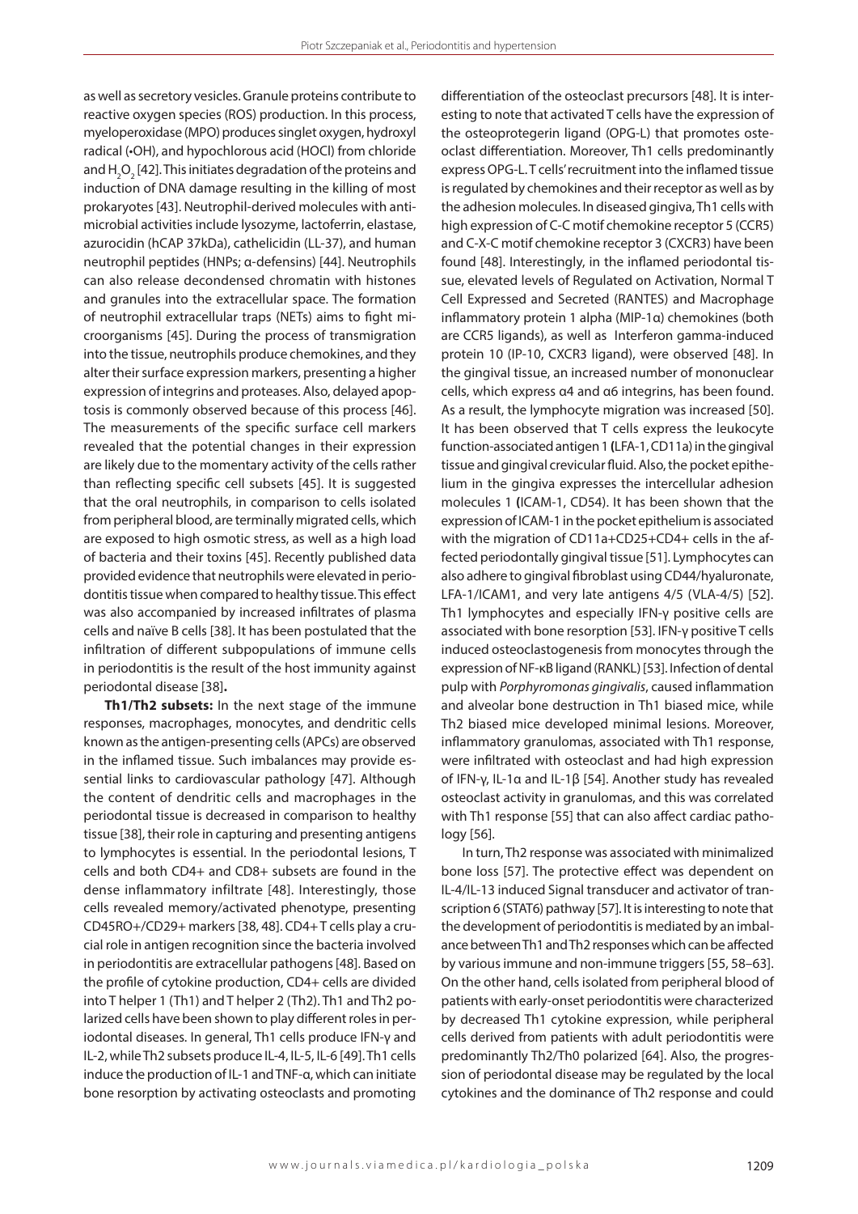as well as secretory vesicles. Granule proteins contribute to reactive oxygen species (ROS) production. In this process, myeloperoxidase (MPO) produces singlet oxygen, hydroxyl radical (•OH), and hypochlorous acid (HOCl) from chloride and $H_2O_2$ [42]. This initiates degradation of the proteins and induction of DNA damage resulting in the killing of most prokaryotes [43]. Neutrophil-derived molecules with antimicrobial activities include lysozyme, lactoferrin, elastase, azurocidin (hCAP 37kDa), cathelicidin (LL-37), and human neutrophil peptides (HNPs; α-defensins) [44]. Neutrophils can also release decondensed chromatin with histones and granules into the extracellular space. The formation of neutrophil extracellular traps (NETs) aims to fight microorganisms [45]. During the process of transmigration into the tissue, neutrophils produce chemokines, and they alter their surface expression markers, presenting a higher expression of integrins and proteases. Also, delayed apoptosis is commonly observed because of this process [46]. The measurements of the specific surface cell markers revealed that the potential changes in their expression are likely due to the momentary activity of the cells rather than reflecting specific cell subsets [45]. It is suggested that the oral neutrophils, in comparison to cells isolated from peripheral blood, are terminally migrated cells, which are exposed to high osmotic stress, as well as a high load of bacteria and their toxins [45]. Recently published data provided evidence that neutrophils were elevated in periodontitis tissue when compared to healthy tissue. This effect was also accompanied by increased infiltrates of plasma cells and naïve B cells [38]. It has been postulated that the infiltration of different subpopulations of immune cells in periodontitis is the result of the host immunity against periodontal disease [38].

**Th1/Th2 subsets:** In the next stage of the immune responses, macrophages, monocytes, and dendritic cells known as the antigen-presenting cells (APCs) are observed in the inflamed tissue. Such imbalances may provide essential links to cardiovascular pathology [47]. Although the content of dendritic cells and macrophages in the periodontal tissue is decreased in comparison to healthy tissue [38], their role in capturing and presenting antigens to lymphocytes is essential. In the periodontal lesions, T cells and both CD4+ and CD8+ subsets are found in the dense inflammatory infiltrate [48]. Interestingly, those cells revealed memory/activated phenotype, presenting CD45RO+/CD29+ markers [38, 48]. CD4+ T cells play a crucial role in antigen recognition since the bacteria involved in periodontitis are extracellular pathogens [48]. Based on the profile of cytokine production, CD4+ cells are divided into T helper 1 (Th1) and T helper 2 (Th2). Th1 and Th2 polarized cells have been shown to play different roles in periodontal diseases. In general, Th1 cells produce IFN-γ and IL-2, while Th2 subsets produce IL-4, IL-5, IL-6 [49]. Th1 cells induce the production of IL-1 and TNF-α, which can initiate bone resorption by activating osteoclasts and promoting differentiation of the osteoclast precursors [48]. It is interesting to note that activated T cells have the expression of the osteoprotegerin ligand (OPG-L) that promotes osteoclast differentiation. Moreover, Th1 cells predominantly express OPG-L. T cells' recruitment into the inflamed tissue is regulated by chemokines and their receptor as well as by the adhesion molecules. In diseased gingiva, Th1 cells with high expression of C-C motif chemokine receptor 5 (CCR5) and C-X-C motif chemokine receptor 3 (CXCR3) have been found [48]. Interestingly, in the inflamed periodontal tissue, elevated levels of Regulated on Activation, Normal T Cell Expressed and Secreted (RANTES) and Macrophage inflammatory protein 1 alpha (MIP-1α) chemokines (both are CCR5 ligands), as well as Interferon gamma-induced protein 10 (IP-10, CXCR3 ligand), were observed [48]. In the gingival tissue, an increased number of mononuclear cells, which express α4 and α6 integrins, has been found. As a result, the lymphocyte migration was increased [50]. It has been observed that T cells express the leukocyte function-associated antigen 1 (LFA-1, CD11a) in the gingival tissue and gingival crevicular fluid. Also, the pocket epithelium in the gingiva expresses the intercellular adhesion molecules 1 (ICAM-1, CD54). It has been shown that the expression of ICAM-1 in the pocket epithelium is associated with the migration of CD11a+CD25+CD4+ cells in the affected periodontally gingival tissue [51]. Lymphocytes can also adhere to gingival fibroblast using CD44/hyaluronate, LFA-1/ICAM1, and very late antigens 4/5 (VLA-4/5) [52]. Th1 lymphocytes and especially IFN-γ positive cells are associated with bone resorption [53]. IFN-γ positive T cells induced osteoclastogenesis from monocytes through the expression of NF-κB ligand (RANKL) [53]. Infection of dental pulp with *Porphyromonas gingivalis*, caused inflammation and alveolar bone destruction in Th1 biased mice, while Th2 biased mice developed minimal lesions. Moreover, inflammatory granulomas, associated with Th1 response, were infiltrated with osteoclast and had high expression of IFN-γ, IL-1α and IL-1β [54]. Another study has revealed osteoclast activity in granulomas, and this was correlated with Th1 response [55] that can also affect cardiac pathology [56].

In turn, Th2 response was associated with minimalized bone loss [57]. The protective effect was dependent on IL-4/IL-13 induced Signal transducer and activator of transcription 6 (STAT6) pathway [57]. It is interesting to note that the development of periodontitis is mediated by an imbalance between Th1 and Th2 responses which can be affected by various immune and non-immune triggers [55, 58–63]. On the other hand, cells isolated from peripheral blood of patients with early-onset periodontitis were characterized by decreased Th1 cytokine expression, while peripheral cells derived from patients with adult periodontitis were predominantly Th2/Th0 polarized [64]. Also, the progression of periodontal disease may be regulated by the local cytokines and the dominance of Th2 response and could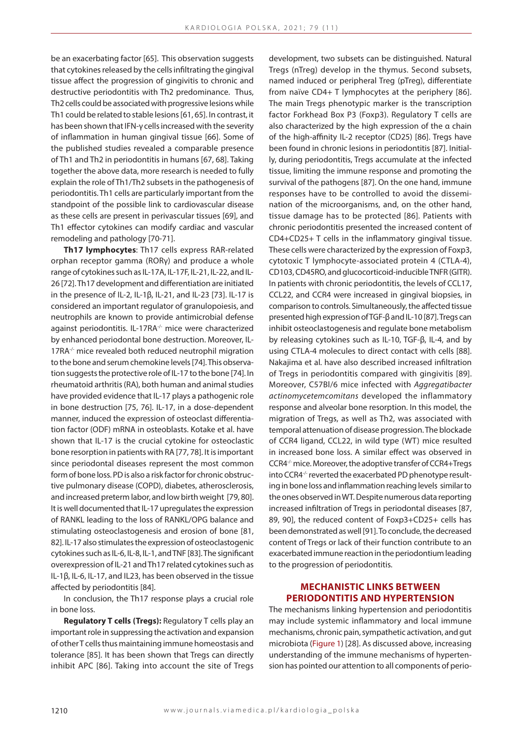be an exacerbating factor [65]. This observation suggests that cytokines released by the cells infiltrating the gingival tissue affect the progression of gingivitis to chronic and destructive periodontitis with Th2 predominance. Thus, Th2 cells could be associated with progressive lesions while Th1 could be related to stable lesions [61, 65]. In contrast, it has been shown that IFN-γ cells increased with the severity of inflammation in human gingival tissue [66]. Some of the published studies revealed a comparable presence of Th1 and Th2 in periodontitis in humans [67, 68]. Taking together the above data, more research is needed to fully explain the role of Th1/Th2 subsets in the pathogenesis of periodontitis. Th1 cells are particularly important from the standpoint of the possible link to cardiovascular disease as these cells are present in perivascular tissues [69], and Th1 effector cytokines can modify cardiac and vascular remodeling and pathology [70-71].

**Th17 lymphocytes**: Th17 cells express RAR-related orphan receptor gamma (RORγ) and produce a whole range of cytokines such as IL-17A, IL-17F, IL-21, IL-22, and IL-26 [72]. Th17 development and differentiation are initiated in the presence of IL-2, IL-1β, IL-21, and IL-23 [73]. IL-17 is considered an important regulator of granulopoiesis, and neutrophils are known to provide antimicrobial defense against periodontitis. IL-17RA$^{-/-}$ mice were characterized by enhanced periodontal bone destruction. Moreover, IL-17RA$^{-/-}$ mice revealed both reduced neutrophil migration to the bone and serum chemokine levels [74]. This observation suggests the protective role of IL-17 to the bone [74]. In rheumatoid arthritis (RA), both human and animal studies have provided evidence that IL-17 plays a pathogenic role in bone destruction [75, 76]. IL-17, in a dose-dependent manner, induced the expression of osteoclast differentiation factor (ODF) mRNA in osteoblasts. Kotake et al. have shown that IL-17 is the crucial cytokine for osteoclastic bone resorption in patients with RA [77, 78]. It is important since periodontal diseases represent the most common form of bone loss. PD is also a risk factor for chronic obstructive pulmonary disease (COPD), diabetes, atherosclerosis, and increased preterm labor, and low birth weight [79, 80]. It is well documented that IL-17 upregulates the expression of RANKL leading to the loss of RANKL/OPG balance and stimulating osteoclastogenesis and erosion of bone [81, 82]. IL-17 also stimulates the expression of osteoclastogenic cytokines such as IL-6, IL-8, IL-1, and TNF [83]. The significant overexpression of IL-21 and Th17 related cytokines such as IL-1β, IL-6, IL-17, and IL23, has been observed in the tissue affected by periodontitis [84].

In conclusion, the Th17 response plays a crucial role in bone loss.

**Regulatory T cells (Tregs):** Regulatory T cells play an important role in suppressing the activation and expansion of other T cells thus maintaining immune homeostasis and tolerance [85]. It has been shown that Tregs can directly inhibit APC [86]. Taking into account the site of Tregs development, two subsets can be distinguished. Natural Tregs (nTreg) develop in the thymus. Second subsets, named induced or peripheral Treg (pTreg), differentiate from naïve CD4+ T lymphocytes at the periphery [86]. The main Tregs phenotypic marker is the transcription factor Forkhead Box P3 (Foxp3). Regulatory T cells are also characterized by the high expression of the α chain of the high-affinity IL-2 receptor (CD25) [86]. Tregs have been found in chronic lesions in periodontitis [87]. Initially, during periodontitis, Tregs accumulate at the infected tissue, limiting the immune response and promoting the survival of the pathogens [87]. On the one hand, immune responses have to be controlled to avoid the dissemination of the microorganisms, and, on the other hand, tissue damage has to be protected [86]. Patients with chronic periodontitis presented the increased content of CD4+CD25+ T cells in the inflammatory gingival tissue. These cells were characterized by the expression of Foxp3, cytotoxic T lymphocyte-associated protein 4 (CTLA-4), CD103, CD45RO, and glucocorticoid-inducible TNFR (GITR). In patients with chronic periodontitis, the levels of CCL17, CCL22, and CCR4 were increased in gingival biopsies, in comparison to controls. Simultaneously, the affected tissue presented high expression of TGF-β and IL-10 [87]. Tregs can inhibit osteoclastogenesis and regulate bone metabolism by releasing cytokines such as IL-10, TGF-β, IL-4, and by using CTLA-4 molecules to direct contact with cells [88]. Nakajima et al. have also described increased infiltration of Tregs in periodontitis compared with gingivitis [89]. Moreover, C57Bl/6 mice infected with *Aggregatibacter actinomycetemcomitans* developed the inflammatory response and alveolar bone resorption. In this model, the migration of Tregs, as well as Th2, was associated with temporal attenuation of disease progression. The blockade of CCR4 ligand, CCL22, in wild type (WT) mice resulted in increased bone loss. A similar effect was observed in CCR4$^{-/-}$ mice. Moreover, the adoptive transfer of CCR4+Tregs into CCR4$^{-/-}$ reverted the exacerbated PD phenotype resulting in bone loss and inflammation reaching levels similar to the ones observed in WT. Despite numerous data reporting increased infiltration of Tregs in periodontal diseases [87, 89, 90], the reduced content of Foxp3+CD25+ cells has been demonstrated as well [91]. To conclude, the decreased content of Tregs or lack of their function contribute to an exacerbated immune reaction in the periodontium leading to the progression of periodontitis.

## MECHANISTIC LINKS BETWEEN PERIODONTITIS AND HYPERTENSION

The mechanisms linking hypertension and periodontitis may include systemic inflammatory and local immune mechanisms, chronic pain, sympathetic activation, and gut microbiota (Figure 1) [28]. As discussed above, increasing understanding of the immune mechanisms of hypertension has pointed our attention to all components of perio-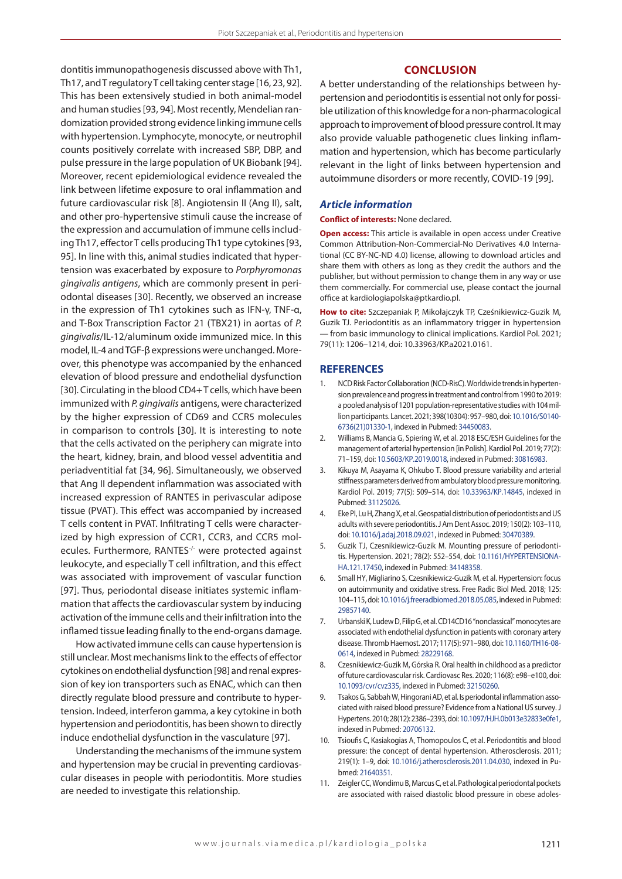dontitis immunopathogenesis discussed above with Th1, Th17, and T regulatory T cell taking center stage [16, 23, 92]. This has been extensively studied in both animal-model and human studies [93, 94]. Most recently, Mendelian randomization provided strong evidence linking immune cells with hypertension. Lymphocyte, monocyte, or neutrophil counts positively correlate with increased SBP, DBP, and pulse pressure in the large population of UK Biobank [94]. Moreover, recent epidemiological evidence revealed the link between lifetime exposure to oral inflammation and future cardiovascular risk [8]. Angiotensin II (Ang II), salt, and other pro-hypertensive stimuli cause the increase of the expression and accumulation of immune cells including Th17, effector T cells producing Th1 type cytokines [93, 95]. In line with this, animal studies indicated that hypertension was exacerbated by exposure to *Porphyromonas gingivalis antigens*, which are commonly present in periodontal diseases [30]. Recently, we observed an increase in the expression of Th1 cytokines such as IFN-γ, TNF-α, and T-Box Transcription Factor 21 (TBX21) in aortas of *P. gingivalis*/IL-12/aluminum oxide immunized mice. In this model, IL-4 and TGF-β expressions were unchanged. Moreover, this phenotype was accompanied by the enhanced elevation of blood pressure and endothelial dysfunction [30]. Circulating in the blood CD4+ T cells, which have been immunized with *P. gingivalis* antigens, were characterized by the higher expression of CD69 and CCR5 molecules in comparison to controls [30]. It is interesting to note that the cells activated on the periphery can migrate into the heart, kidney, brain, and blood vessel adventitia and periadventitial fat [34, 96]. Simultaneously, we observed that Ang II dependent inflammation was associated with increased expression of RANTES in perivascular adipose tissue (PVAT). This effect was accompanied by increased T cells content in PVAT. Infiltrating T cells were characterized by high expression of CCR1, CCR3, and CCR5 molecules. Furthermore, RANTES$^{-/-}$ were protected against leukocyte, and especially T cell infiltration, and this effect was associated with improvement of vascular function [97]. Thus, periodontal disease initiates systemic inflammation that affects the cardiovascular system by inducing activation of the immune cells and their infiltration into the inflamed tissue leading finally to the end-organs damage.

How activated immune cells can cause hypertension is still unclear. Most mechanisms link to the effects of effector cytokines on endothelial dysfunction [98] and renal expression of key ion transporters such as ENAC, which can then directly regulate blood pressure and contribute to hypertension. Indeed, interferon gamma, a key cytokine in both hypertension and periodontitis, has been shown to directly induce endothelial dysfunction in the vasculature [97].

Understanding the mechanisms of the immune system and hypertension may be crucial in preventing cardiovascular diseases in people with periodontitis. More studies are needed to investigate this relationship.

## CONCLUSION

A better understanding of the relationships between hypertension and periodontitis is essential not only for possible utilization of this knowledge for a non-pharmacological approach to improvement of blood pressure control. It may also provide valuable pathogenetic clues linking inflammation and hypertension, which has become particularly relevant in the light of links between hypertension and autoimmune disorders or more recently, COVID-19 [99].

### *Article information*

**Conflict of interests:** None declared.

**Open access:** This article is available in open access under Creative Common Attribution-Non-Commercial-No Derivatives 4.0 International (CC BY-NC-ND 4.0) license, allowing to download articles and share them with others as long as they credit the authors and the publisher, but without permission to change them in any way or use them commercially. For commercial use, please contact the journal office at kardiologiapolska@ptkardio.pl.

**How to cite:** Szczepaniak P, Mikołajczyk TP, Cześnikiewicz-Guzik M, Guzik TJ. Periodontitis as an inflammatory trigger in hypertension — from basic immunology to clinical implications. Kardiol Pol. 2021; 79(11): 1206–1214, doi: 10.33963/KP.a2021.0161.

## REFERENCES

1. NCD Risk Factor Collaboration (NCD-RisC). Worldwide trends in hypertension prevalence and progress in treatment and control from 1990 to 2019: a pooled analysis of 1201 population-representative studies with 104 million participants. Lancet. 2021; 398(10304): 957–980, doi: 10.1016/S0140-6736(21)01330-1, indexed in Pubmed: 34450083.
2. Williams B, Mancia G, Spiering W, et al. 2018 ESC/ESH Guidelines for the management of arterial hypertension [in Polish]. Kardiol Pol. 2019; 77(2): 71–159, doi: 10.5603/KP.2019.0018, indexed in Pubmed: 30816983.
3. Kikuya M, Asayama K, Ohkubo T. Blood pressure variability and arterial stiffness parameters derived from ambulatory blood pressure monitoring. Kardiol Pol. 2019; 77(5): 509–514, doi: 10.33963/KP.14845, indexed in Pubmed: 31125026.
4. Eke PI, Lu H, Zhang X, et al. Geospatial distribution of periodontists and US adults with severe periodontitis. J Am Dent Assoc. 2019; 150(2): 103–110, doi: 10.1016/j.adaj.2018.09.021, indexed in Pubmed: 30470389.
5. Guzik TJ, Czesnikiewicz-Guzik M. Mounting pressure of periodontitis. Hypertension. 2021; 78(2): 552–554, doi: 10.1161/HYPERTENSIONAHA.121.17450, indexed in Pubmed: 34148358.
6. Small HY, Migliarino S, Czesnikiewicz-Guzik M, et al. Hypertension: focus on autoimmunity and oxidative stress. Free Radic Biol Med. 2018; 125: 104–115, doi: 10.1016/j.freeradbiomed.2018.05.085, indexed in Pubmed: 29857140.
7. Urbanski K, Ludew D, Filip G, et al. CD14CD16 "nonclassical" monocytes are associated with endothelial dysfunction in patients with coronary artery disease. Thromb Haemost. 2017; 117(5): 971–980, doi: 10.1160/TH16-08-0614, indexed in Pubmed: 28229168.
8. Czesnikiewicz-Guzik M, Górska R. Oral health in childhood as a predictor of future cardiovascular risk. Cardiovasc Res. 2020; 116(8): e98–e100, doi: 10.1093/cvr/cvz335, indexed in Pubmed: 32150260.
9. Tsakos G, Sabbah W, Hingorani AD, et al. Is periodontal inflammation associated with raised blood pressure? Evidence from a National US survey. J Hypertens. 2010; 28(12): 2386–2393, doi: 10.1097/HJH.0b013e32833e0fe1, indexed in Pubmed: 20706132.
10. Tsioufis C, Kasiakogias A, Thomopoulos C, et al. Periodontitis and blood pressure: the concept of dental hypertension. Atherosclerosis. 2011; 219(1): 1–9, doi: 10.1016/j.atherosclerosis.2011.04.030, indexed in Pubmed: 21640351.
11. Zeigler CC, Wondimu B, Marcus C, et al. Pathological periodontal pockets are associated with raised diastolic blood pressure in obese adoles-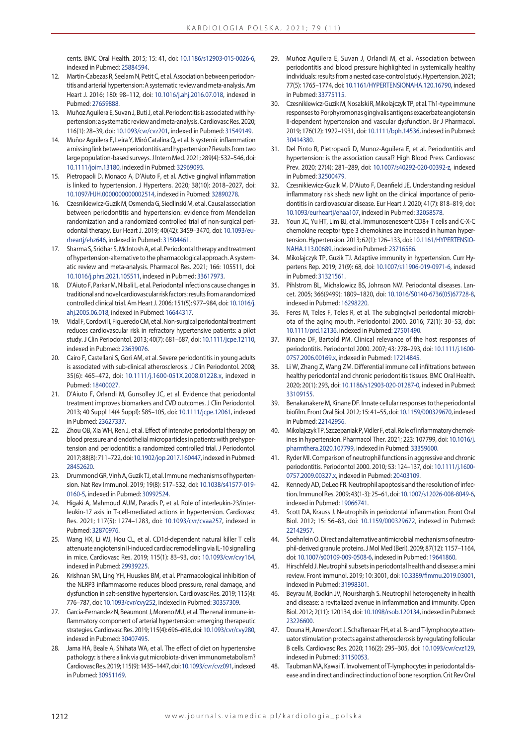cents. BMC Oral Health. 2015; 15: 41, doi: 10.1186/s12903-015-0026-6, indexed in Pubmed: 25884594.

12. Martin-Cabezas R, Seelam N, Petit C, et al. Association between periodontitis and arterial hypertension: A systematic review and meta-analysis. Am Heart J. 2016; 180: 98–112, doi: 10.1016/j.ahj.2016.07.018, indexed in Pubmed: 27659888.
13. Muñoz Aguilera E, Suvan J, Buti J, et al. Periodontitis is associated with hypertension: a systematic review and meta-analysis. Cardiovasc Res. 2020; 116(1): 28–39, doi: 10.1093/cvr/cvz201, indexed in Pubmed: 31549149.
14. Muñoz Aguilera E, Leira Y, Miró Catalina Q, et al. Is systemic inflammation a missing link between periodontitis and hypertension? Results from two large population-based surveys. J Intern Med. 2021; 289(4): 532–546, doi: 10.1111/joim.13180, indexed in Pubmed: 32969093.
15. Pietropaoli D, Monaco A, D'Aiuto F, et al. Active gingival inflammation is linked to hypertension. J Hypertens. 2020; 38(10): 2018–2027, doi: 10.1097/HJH.0000000000002514, indexed in Pubmed: 32890278.
16. Czesnikiewicz-Guzik M, Osmenda G, Siedlinski M, et al. Causal association between periodontitis and hypertension: evidence from Mendelian randomization and a randomized controlled trial of non-surgical periodontal therapy. Eur Heart J. 2019; 40(42): 3459–3470, doi: 10.1093/eurheartj/ehz646, indexed in Pubmed: 31504461.
17. Sharma S, Sridhar S, McIntosh A, et al. Periodontal therapy and treatment of hypertension-alternative to the pharmacological approach. A systematic review and meta-analysis. Pharmacol Res. 2021; 166: 105511, doi: 10.1016/j.phrs.2021.105511, indexed in Pubmed: 33617973.
18. D'Aiuto F, Parkar M, Nibali L, et al. Periodontal infections cause changes in traditional and novel cardiovascular risk factors: results from a randomized controlled clinical trial. Am Heart J. 2006; 151(5): 977–984, doi: 10.1016/j.ahj.2005.06.018, indexed in Pubmed: 16644317.
19. Vidal F, Cordovil I, Figueredo CM, et al. Non-surgical periodontal treatment reduces cardiovascular risk in refractory hypertensive patients: a pilot study. J Clin Periodontol. 2013; 40(7): 681–687, doi: 10.1111/jcpe.12110, indexed in Pubmed: 23639076.
20. Cairo F, Castellani S, Gori AM, et al. Severe periodontitis in young adults is associated with sub-clinical atherosclerosis. J Clin Periodontol. 2008; 35(6): 465–472, doi: 10.1111/j.1600-051X.2008.01228.x, indexed in Pubmed: 18400027.
21. D'Aiuto F, Orlandi M, Gunsolley JC, et al. Evidence that periodontal treatment improves biomarkers and CVD outcomes. J Clin Periodontol. 2013; 40 Suppl 14(4 Suppl): S85–105, doi: 10.1111/jcpe.12061, indexed in Pubmed: 23627337.
22. Zhou QB, Xia WH, Ren J, et al. Effect of intensive periodontal therapy on blood pressure and endothelial microparticles in patients with prehypertension and periodontitis: a randomized controlled trial. J Periodontol. 2017; 88(8): 711–722, doi: 10.1902/jop.2017.160447, indexed in Pubmed: 28452620.
23. Drummond GR, Vinh A, Guzik TJ, et al. Immune mechanisms of hypertension. Nat Rev Immunol. 2019; 19(8): 517–532, doi: 10.1038/s41577-019-0160-5, indexed in Pubmed: 30992524.
24. Higaki A, Mahmoud AUM, Paradis P, et al. Role of interleukin-23/interleukin-17 axis in T-cell-mediated actions in hypertension. Cardiovasc Res. 2021; 117(5): 1274–1283, doi: 10.1093/cvr/cvaa257, indexed in Pubmed: 32870976.
25. Wang HX, Li WJ, Hou CL, et al. CD1d-dependent natural killer T cells attenuate angiotensin II-induced cardiac remodelling via IL-10 signalling in mice. Cardiovasc Res. 2019; 115(1): 83–93, doi: 10.1093/cvr/cvy164, indexed in Pubmed: 29939225.
26. Krishnan SM, Ling YH, Huuskes BM, et al. Pharmacological inhibition of the NLRP3 inflammasome reduces blood pressure, renal damage, and dysfunction in salt-sensitive hypertension. Cardiovasc Res. 2019; 115(4): 776–787, doi: 10.1093/cvr/cvy252, indexed in Pubmed: 30357309.
27. Garcia-Fernandez N, Beaumont J, Moreno MU, et al. The renal immune-inflammatory component of arterial hypertension: emerging therapeutic strategies. Cardiovasc Res. 2019; 115(4): 696–698, doi: 10.1093/cvr/cvy280, indexed in Pubmed: 30407495.
28. Jama HA, Beale A, Shihata WA, et al. The effect of diet on hypertensive pathology: is there a link via gut microbiota-driven immunometabolism? Cardiovasc Res. 2019; 115(9): 1435–1447, doi: 10.1093/cvr/cvz091, indexed in Pubmed: 30951169.
29. Muñoz Aguilera E, Suvan J, Orlandi M, et al. Association between periodontitis and blood pressure highlighted in systemically healthy individuals: results from a nested case-control study. Hypertension. 2021; 77(5): 1765–1774, doi: 10.1161/HYPERTENSIONAHA.120.16790, indexed in Pubmed: 33775115.
30. Czesnikiewicz-Guzik M, Nosalski R, Mikolajczyk TP, et al. Th1-type immune responses to Porphyromonas gingivalis antigens exacerbate angiotensin II-dependent hypertension and vascular dysfunction. Br J Pharmacol. 2019; 176(12): 1922–1931, doi: 10.1111/bph.14536, indexed in Pubmed: 30414380.
31. Del Pinto R, Pietropaoli D, Munoz-Aguilera E, et al. Periodontitis and hypertension: is the association causal? High Blood Press Cardiovasc Prev. 2020; 27(4): 281–289, doi: 10.1007/s40292-020-00392-z, indexed in Pubmed: 32500479.
32. Czesnikiewicz-Guzik M, D'Aiuto F, Deanfield JE. Understanding residual inflammatory risk sheds new light on the clinical importance of periodontitis in cardiovascular disease. Eur Heart J. 2020; 41(7): 818–819, doi: 10.1093/eurheartj/ehaa107, indexed in Pubmed: 32058578.
33. Youn JC, Yu HT, Lim BJ, et al. Immunosenescent CD8+ T cells and C-X-C chemokine receptor type 3 chemokines are increased in human hypertension. Hypertension. 2013; 62(1): 126–133, doi: 10.1161/HYPERTENSIONAHA.113.00689, indexed in Pubmed: 23716586.
34. Mikolajczyk TP, Guzik TJ. Adaptive immunity in hypertension. Curr Hypertens Rep. 2019; 21(9): 68, doi: 10.1007/s11906-019-0971-6, indexed in Pubmed: 31321561.
35. Pihlstrom BL, Michalowicz BS, Johnson NW. Periodontal diseases. Lancet. 2005; 366(9499): 1809–1820, doi: 10.1016/S0140-6736(05)67728-8, indexed in Pubmed: 16298220.
36. Feres M, Teles F, Teles R, et al. The subgingival periodontal microbiota of the aging mouth. Periodontol 2000. 2016; 72(1): 30–53, doi: 10.1111/prd.12136, indexed in Pubmed: 27501490.
37. Kinane DF, Bartold PM. Clinical relevance of the host responses of periodontitis. Periodontol 2000. 2007; 43: 278–293, doi: 10.1111/j.1600-0757.2006.00169.x, indexed in Pubmed: 17214845.
38. Li W, Zhang Z, Wang ZM. Differential immune cell infiltrations between healthy periodontal and chronic periodontitis tissues. BMC Oral Health. 2020; 20(1): 293, doi: 10.1186/s12903-020-01287-0, indexed in Pubmed: 33109155.
39. Benakanakere M, Kinane DF. Innate cellular responses to the periodontal biofilm. Front Oral Biol. 2012; 15: 41–55, doi: 10.1159/000329670, indexed in Pubmed: 22142956.
40. Mikolajczyk TP, Szczepaniak P, Vidler F, et al. Role of inflammatory chemokines in hypertension. Pharmacol Ther. 2021; 223: 107799, doi: 10.1016/j.pharmthera.2020.107799, indexed in Pubmed: 33359600.
41. Ryder MI. Comparison of neutrophil functions in aggressive and chronic periodontitis. Periodontol 2000. 2010; 53: 124–137, doi: 10.1111/j.1600-0757.2009.00327.x, indexed in Pubmed: 20403109.
42. Kennedy AD, DeLeo FR. Neutrophil apoptosis and the resolution of infection. Immunol Res. 2009; 43(1-3): 25–61, doi: 10.1007/s12026-008-8049-6, indexed in Pubmed: 19066741.
43. Scott DA, Krauss J. Neutrophils in periodontal inflammation. Front Oral Biol. 2012; 15: 56–83, doi: 10.1159/000329672, indexed in Pubmed: 22142957.
44. Soehnlein O. Direct and alternative antimicrobial mechanisms of neutrophil-derived granule proteins. J Mol Med (Berl). 2009; 87(12): 1157–1164, doi: 10.1007/s00109-009-0508-6, indexed in Pubmed: 19641860.
45. Hirschfeld J. Neutrophil subsets in periodontal health and disease: a mini review. Front Immunol. 2019; 10: 3001, doi: 10.3389/fimmu.2019.03001, indexed in Pubmed: 31998301.
46. Beyrau M, Bodkin JV, Nourshargh S. Neutrophil heterogeneity in health and disease: a revitalized avenue in inflammation and immunity. Open Biol. 2012; 2(11): 120134, doi: 10.1098/rsob.120134, indexed in Pubmed: 23226600.
47. Douna H, Amersfoort J, Schaftenaar FH, et al. B- and T-lymphocyte attenuator stimulation protects against atherosclerosis by regulating follicular B cells. Cardiovasc Res. 2020; 116(2): 295–305, doi: 10.1093/cvr/cvz129, indexed in Pubmed: 31150053.
48. Taubman MA, Kawai T. Involvement of T-lymphocytes in periodontal disease and in direct and indirect induction of bone resorption. Crit Rev Oral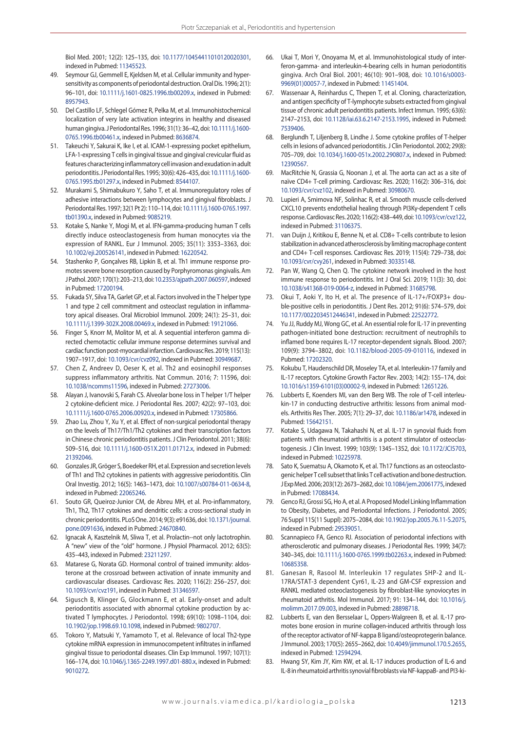Biol Med. 2001; 12(2): 125–135, doi: 10.1177/10454411010120020301, indexed in Pubmed: 11345523.

49. Seymour GJ, Gemmell E, Kjeldsen M, et al. Cellular immunity and hypersensitivity as components of periodontal destruction. Oral Dis. 1996; 2(1): 96–101, doi: 10.1111/j.1601-0825.1996.tb00209.x, indexed in Pubmed: 8957943.
50. Del Castillo LF, Schlegel Gómez R, Pelka M, et al. Immunohistochemical localization of very late activation integrins in healthy and diseased human gingiva. J Periodontal Res. 1996; 31(1): 36–42, doi: 10.1111/j.1600-0765.1996.tb00461.x, indexed in Pubmed: 8636874.
51. Takeuchi Y, Sakurai K, Ike I, et al. ICAM-1-expressing pocket epithelium, LFA-1-expressing T cells in gingival tissue and gingival crevicular fluid as features characterizing inflammatory cell invasion and exudation in adult periodontitis. J Periodontal Res. 1995; 30(6): 426–435, doi: 10.1111/j.1600-0765.1995.tb01297.x, indexed in Pubmed: 8544107.
52. Murakami S, Shimabukuro Y, Saho T, et al. Immunoregulatory roles of adhesive interactions between lymphocytes and gingival fibroblasts. J Periodontal Res. 1997; 32(1 Pt 2): 110–114, doi: 10.1111/j.1600-0765.1997.tb01390.x, indexed in Pubmed: 9085219.
53. Kotake S, Nanke Y, Mogi M, et al. IFN-gamma-producing human T cells directly induce osteoclastogenesis from human monocytes via the expression of RANKL. Eur J Immunol. 2005; 35(11): 3353–3363, doi: 10.1002/eji.200526141, indexed in Pubmed: 16220542.
54. Stashenko P, Gonçalves RB, Lipkin B, et al. Th1 immune response promotes severe bone resorption caused by Porphyromonas gingivalis. Am J Pathol. 2007; 170(1): 203–213, doi: 10.2353/ajpath.2007.060597, indexed in Pubmed: 17200194.
55. Fukada SY, Silva TA, Garlet GP, et al. Factors involved in the T helper type 1 and type 2 cell commitment and osteoclast regulation in inflammatory apical diseases. Oral Microbiol Immunol. 2009; 24(1): 25–31, doi: 10.1111/j.1399-302X.2008.00469.x, indexed in Pubmed: 19121066.
56. Finger S, Knorr M, Molitor M, et al. A sequential interferon gamma directed chemotactic cellular immune response determines survival and cardiac function post-myocardial infarction. Cardiovasc Res. 2019; 115(13): 1907–1917, doi: 10.1093/cvr/cvz092, indexed in Pubmed: 30949687.
57. Chen Z, Andreev D, Oeser K, et al. Th2 and eosinophil responses suppress inflammatory arthritis. Nat Commun. 2016; 7: 11596, doi: 10.1038/ncomms11596, indexed in Pubmed: 27273006.
58. Alayan J, Ivanovski S, Farah CS. Alveolar bone loss in T helper 1/T helper 2 cytokine-deficient mice. J Periodontal Res. 2007; 42(2): 97–103, doi: 10.1111/j.1600-0765.2006.00920.x, indexed in Pubmed: 17305866.
59. Zhao Lu, Zhou Y, Xu Y, et al. Effect of non-surgical periodontal therapy on the levels of Th17/Th1/Th2 cytokines and their transcription factors in Chinese chronic periodontitis patients. J Clin Periodontol. 2011; 38(6): 509–516, doi: 10.1111/j.1600-051X.2011.01712.x, indexed in Pubmed: 21392046.
60. Gonzales JR, Gröger S, Boedeker RH, et al. Expression and secretion levels of Th1 and Th2 cytokines in patients with aggressive periodontitis. Clin Oral Investig. 2012; 16(5): 1463–1473, doi: 10.1007/s00784-011-0634-8, indexed in Pubmed: 22065246.
61. Souto GR, Queiroz-Junior CM, de Abreu MH, et al. Pro-inflammatory, Th1, Th2, Th17 cytokines and dendritic cells: a cross-sectional study in chronic periodontitis. PLoS One. 2014; 9(3): e91636, doi: 10.1371/journal.pone.0091636, indexed in Pubmed: 24670840.
62. Ignacak A, Kasztelnik M, Sliwa T, et al. Prolactin--not only lactotrophin. A "new" view of the "old" hormone. J Physiol Pharmacol. 2012; 63(5): 435–443, indexed in Pubmed: 23211297.
63. Matarese G, Norata GD. Hormonal control of trained immunity: aldosterone at the crossroad between activation of innate immunity and cardiovascular diseases. Cardiovasc Res. 2020; 116(2): 256–257, doi: 10.1093/cvr/cvz191, indexed in Pubmed: 31346597.
64. Sigusch B, Klinger G, Glockmann E, et al. Early-onset and adult periodontitis associated with abnormal cytokine production by activated T lymphocytes. J Periodontol. 1998; 69(10): 1098–1104, doi: 10.1902/jop.1998.69.10.1098, indexed in Pubmed: 9802707.
65. Tokoro Y, Matsuki Y, Yamamoto T, et al. Relevance of local Th2-type cytokine mRNA expression in immunocompetent infiltrates in inflamed gingival tissue to periodontal diseases. Clin Exp Immunol. 1997; 107(1): 166–174, doi: 10.1046/j.1365-2249.1997.d01-880.x, indexed in Pubmed: 9010272.
66. Ukai T, Mori Y, Onoyama M, et al. Immunohistological study of interferon-gamma- and interleukin-4-bearing cells in human periodontitis gingiva. Arch Oral Biol. 2001; 46(10): 901–908, doi: 10.1016/s0003-9969(01)00057-7, indexed in Pubmed: 11451404.
67. Wassenaar A, Reinhardus C, Thepen T, et al. Cloning, characterization, and antigen specificity of T-lymphocyte subsets extracted from gingival tissue of chronic adult periodontitis patients. Infect Immun. 1995; 63(6): 2147–2153, doi: 10.1128/iai.63.6.2147-2153.1995, indexed in Pubmed: 7539406.
68. Berglundh T, Liljenberg B, Lindhe J. Some cytokine profiles of T-helper cells in lesions of advanced periodontitis. J Clin Periodontol. 2002; 29(8): 705–709, doi: 10.1034/j.1600-051x.2002.290807.x, indexed in Pubmed: 12390567.
69. MacRitchie N, Grassia G, Noonan J, et al. The aorta can act as a site of naïve CD4+ T-cell priming. Cardiovasc Res. 2020; 116(2): 306–316, doi: 10.1093/cvr/cvz102, indexed in Pubmed: 30980670.
70. Lupieri A, Smirnova NF, Solinhac R, et al. Smooth muscle cells-derived CXCL10 prevents endothelial healing through PI3Kγ-dependent T cells response. Cardiovasc Res. 2020; 116(2): 438–449, doi: 10.1093/cvr/cvz122, indexed in Pubmed: 31106375.
71. van Duijn J, Kritikou E, Benne N, et al. CD8+ T-cells contribute to lesion stabilization in advanced atherosclerosis by limiting macrophage content and CD4+ T-cell responses. Cardiovasc Res. 2019; 115(4): 729–738, doi: 10.1093/cvr/cvy261, indexed in Pubmed: 30335148.
72. Pan W, Wang Q, Chen Q. The cytokine network involved in the host immune response to periodontitis. Int J Oral Sci. 2019; 11(3): 30, doi: 10.1038/s41368-019-0064-z, indexed in Pubmed: 31685798.
73. Okui T, Aoki Y, Ito H, et al. The presence of IL-17+/FOXP3+ double-positive cells in periodontitis. J Dent Res. 2012; 91(6): 574–579, doi: 10.1177/0022034512446341, indexed in Pubmed: 22522772.
74. Yu JJ, Ruddy MJ, Wong GC, et al. An essential role for IL-17 in preventing pathogen-initiated bone destruction: recruitment of neutrophils to inflamed bone requires IL-17 receptor-dependent signals. Blood. 2007; 109(9): 3794–3802, doi: 10.1182/blood-2005-09-010116, indexed in Pubmed: 17202320.
75. Kokubu T, Haudenschild DR, Moseley TA, et al. Interleukin-17 family and IL-17 receptors. Cytokine Growth Factor Rev. 2003; 14(2): 155–174, doi: 10.1016/s1359-6101(03)00002-9, indexed in Pubmed: 12651226.
76. Lubberts E, Koenders MI, van den Berg WB. The role of T-cell interleukin-17 in conducting destructive arthritis: lessons from animal models. Arthritis Res Ther. 2005; 7(1): 29–37, doi: 10.1186/ar1478, indexed in Pubmed: 15642151.
77. Kotake S, Udagawa N, Takahashi N, et al. IL-17 in synovial fluids from patients with rheumatoid arthritis is a potent stimulator of osteoclastogenesis. J Clin Invest. 1999; 103(9): 1345–1352, doi: 10.1172/JCI5703, indexed in Pubmed: 10225978.
78. Sato K, Suematsu A, Okamoto K, et al. Th17 functions as an osteoclastogenic helper T cell subset that links T cell activation and bone destruction. J Exp Med. 2006; 203(12): 2673–2682, doi: 10.1084/jem.20061775, indexed in Pubmed: 17088434.
79. Genco RJ, Grossi SG, Ho A, et al. A Proposed Model Linking Inflammation to Obesity, Diabetes, and Periodontal Infections. J Periodontol. 2005; 76 Suppl 11S(11 Suppl): 2075–2084, doi: 10.1902/jop.2005.76.11-S.2075, indexed in Pubmed: 29539051.
80. Scannapieco FA, Genco RJ. Association of periodontal infections with atherosclerotic and pulmonary diseases. J Periodontal Res. 1999; 34(7): 340–345, doi: 10.1111/j.1600-0765.1999.tb02263.x, indexed in Pubmed: 10685358.
81. Ganesan R, Rasool M. Interleukin 17 regulates SHP-2 and IL-17RA/STAT-3 dependent Cyr61, IL-23 and GM-CSF expression and RANKL mediated osteoclastogenesis by fibroblast-like synoviocytes in rheumatoid arthritis. Mol Immunol. 2017; 91: 134–144, doi: 10.1016/j.molimm.2017.09.003, indexed in Pubmed: 28898718.
82. Lubberts E, van den Bersselaar L, Oppers-Walgreen B, et al. IL-17 promotes bone erosion in murine collagen-induced arthritis through loss of the receptor activator of NF-kappa B ligand/osteoprotegerin balance. J Immunol. 2003; 170(5): 2655–2662, doi: 10.4049/jimmunol.170.5.2655, indexed in Pubmed: 12594294.
83. Hwang SY, Kim JY, Kim KW, et al. IL-17 induces production of IL-6 and IL-8 in rheumatoid arthritis synovial fibroblasts via NF-kappaB- and PI3-ki-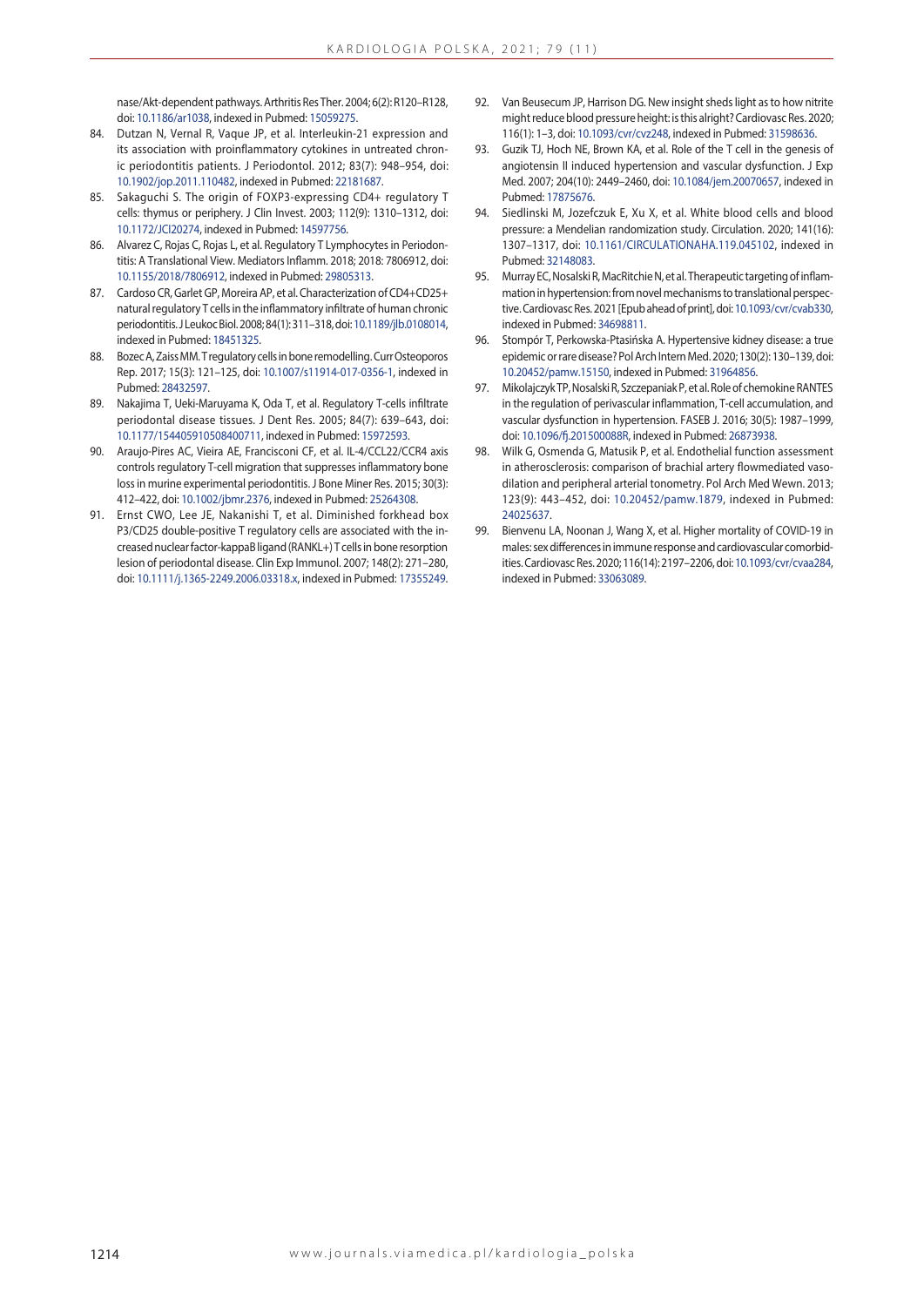nase/Akt-dependent pathways. Arthritis Res Ther. 2004; 6(2): R120–R128, doi: 10.1186/ar1038, indexed in Pubmed: 15059275.

84. Dutzan N, Vernal R, Vaque JP, et al. Interleukin-21 expression and its association with proinflammatory cytokines in untreated chronic periodontitis patients. J Periodontol. 2012; 83(7): 948–954, doi: 10.1902/jop.2011.110482, indexed in Pubmed: 22181687.
85. Sakaguchi S. The origin of FOXP3-expressing CD4+ regulatory T cells: thymus or periphery. J Clin Invest. 2003; 112(9): 1310–1312, doi: 10.1172/JCI20274, indexed in Pubmed: 14597756.
86. Alvarez C, Rojas C, Rojas L, et al. Regulatory T Lymphocytes in Periodontitis: A Translational View. Mediators Inflamm. 2018; 2018: 7806912, doi: 10.1155/2018/7806912, indexed in Pubmed: 29805313.
87. Cardoso CR, Garlet GP, Moreira AP, et al. Characterization of CD4+CD25+ natural regulatory T cells in the inflammatory infiltrate of human chronic periodontitis. J Leukoc Biol. 2008; 84(1): 311–318, doi: 10.1189/jlb.0108014, indexed in Pubmed: 18451325.
88. Bozec A, Zaiss MM. T regulatory cells in bone remodelling. Curr Osteoporos Rep. 2017; 15(3): 121–125, doi: 10.1007/s11914-017-0356-1, indexed in Pubmed: 28432597.
89. Nakajima T, Ueki-Maruyama K, Oda T, et al. Regulatory T-cells infiltrate periodontal disease tissues. J Dent Res. 2005; 84(7): 639–643, doi: 10.1177/154405910508400711, indexed in Pubmed: 15972593.
90. Araujo-Pires AC, Vieira AE, Francisconi CF, et al. IL-4/CCL22/CCR4 axis controls regulatory T-cell migration that suppresses inflammatory bone loss in murine experimental periodontitis. J Bone Miner Res. 2015; 30(3): 412–422, doi: 10.1002/jbmr.2376, indexed in Pubmed: 25264308.
91. Ernst CWO, Lee JE, Nakanishi T, et al. Diminished forkhead box P3/CD25 double-positive T regulatory cells are associated with the increased nuclear factor-kappaB ligand (RANKL+) T cells in bone resorption lesion of periodontal disease. Clin Exp Immunol. 2007; 148(2): 271–280, doi: 10.1111/j.1365-2249.2006.03318.x, indexed in Pubmed: 17355249.
92. Van Beusecum JP, Harrison DG. New insight sheds light as to how nitrite might reduce blood pressure height: is this alright? Cardiovasc Res. 2020; 116(1): 1–3, doi: 10.1093/cvr/cvz248, indexed in Pubmed: 31598636.
93. Guzik TJ, Hoch NE, Brown KA, et al. Role of the T cell in the genesis of angiotensin II induced hypertension and vascular dysfunction. J Exp Med. 2007; 204(10): 2449–2460, doi: 10.1084/jem.20070657, indexed in Pubmed: 17875676.
94. Siedlinski M, Jozefczuk E, Xu X, et al. White blood cells and blood pressure: a Mendelian randomization study. Circulation. 2020; 141(16): 1307–1317, doi: 10.1161/CIRCULATIONAHA.119.045102, indexed in Pubmed: 32148083.
95. Murray EC, Nosalski R, MacRitchie N, et al. Therapeutic targeting of inflammation in hypertension: from novel mechanisms to translational perspective. Cardiovasc Res. 2021 [Epub ahead of print], doi: 10.1093/cvr/cvab330, indexed in Pubmed: 34698811.
96. Stompór T, Perkowska-Ptasińska A. Hypertensive kidney disease: a true epidemic or rare disease? Pol Arch Intern Med. 2020; 130(2): 130–139, doi: 10.20452/pamw.15150, indexed in Pubmed: 31964856.
97. Mikolajczyk TP, Nosalski R, Szczepaniak P, et al. Role of chemokine RANTES in the regulation of perivascular inflammation, T-cell accumulation, and vascular dysfunction in hypertension. FASEB J. 2016; 30(5): 1987–1999, doi: 10.1096/fj.201500088R, indexed in Pubmed: 26873938.
98. Wilk G, Osmenda G, Matusik P, et al. Endothelial function assessment in atherosclerosis: comparison of brachial artery flowmediated vasodilation and peripheral arterial tonometry. Pol Arch Med Wewn. 2013; 123(9): 443–452, doi: 10.20452/pamw.1879, indexed in Pubmed: 24025637.
99. Bienvenu LA, Noonan J, Wang X, et al. Higher mortality of COVID-19 in males: sex differences in immune response and cardiovascular comorbidities. Cardiovasc Res. 2020; 116(14): 2197–2206, doi: 10.1093/cvr/cvaa284, indexed in Pubmed: 33063089.